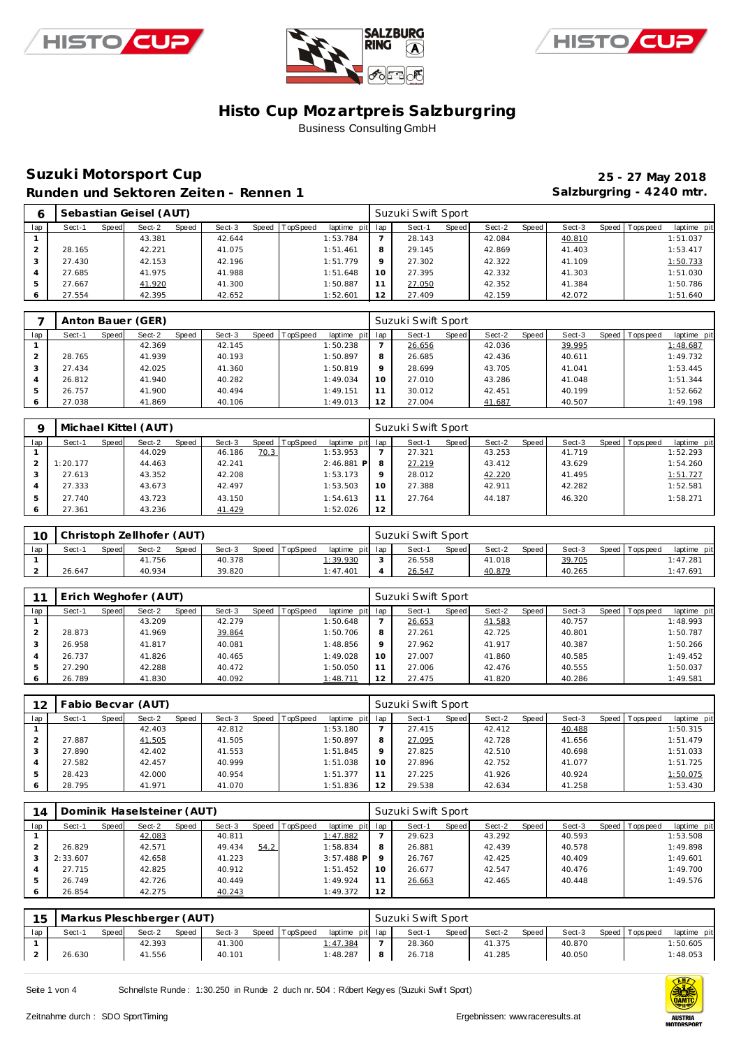# Histo Cup Mozartpreis Salzburgring

Business Consulting GmbH

## Suzuki Motorsport Cup

**25 - 27 May 2018**

### Runden und Sektoren Zeiten - Rennen 1

**Salzburgring - 4240 mtr.**

| 6 | Sebastian Geisel (AUT) | | | | | | | | Suzuki Swift Sport | | | | | | | |
|---|---|---|---|---|---|---|---|---|---|---|---|---|---|---|---|---|
| lap | Sect-1 | Speed | Sect-2 | Speed | Sect-3 | Speed | TopSpeed | laptime pit | lap | Sect-1 | Speed | Sect-2 | Speed | Sect-3 | Speed | Topspeed | laptime pit |
| 1 | | | 43.381 | | 42.644 | | | 1:53.784 | 7 | 28.143 | | 42.084 | | 40.810 | | | 1:51.037 |
| 2 | 28.165 | | 42.221 | | 41.075 | | | 1:51.461 | 8 | 29.145 | | 42.869 | | 41.403 | | | 1:53.417 |
| 3 | 27.430 | | 42.153 | | 42.196 | | | 1:51.779 | 9 | 27.302 | | 42.322 | | 41.109 | | | 1:50.733 |
| 4 | 27.685 | | 41.975 | | 41.988 | | | 1:51.648 | 10 | 27.395 | | 42.332 | | 41.303 | | | 1:51.030 |
| 5 | 27.667 | | 41.920 | | 41.300 | | | 1:50.887 | 11 | 27.050 | | 42.352 | | 41.384 | | | 1:50.786 |
| 6 | 27.554 | | 42.395 | | 42.652 | | | 1:52.601 | 12 | 27.409 | | 42.159 | | 42.072 | | | 1:51.640 |

| 7 | Anton Bauer (GER) | | | | | | | | Suzuki Swift Sport | | | | | | | |
|---|---|---|---|---|---|---|---|---|---|---|---|---|---|---|---|---|
| lap | Sect-1 | Speed | Sect-2 | Speed | Sect-3 | Speed | TopSpeed | laptime pit | lap | Sect-1 | Speed | Sect-2 | Speed | Sect-3 | Speed | Topspeed | laptime pit |
| 1 | | | 42.369 | | 42.145 | | | 1:50.238 | 7 | 26.656 | | 42.036 | | 39.995 | | | 1:48.687 |
| 2 | 28.765 | | 41.939 | | 40.193 | | | 1:50.897 | 8 | 26.685 | | 42.436 | | 40.611 | | | 1:49.732 |
| 3 | 27.434 | | 42.025 | | 41.360 | | | 1:50.819 | 9 | 28.699 | | 43.705 | | 41.041 | | | 1:53.445 |
| 4 | 26.812 | | 41.940 | | 40.282 | | | 1:49.034 | 10 | 27.010 | | 43.286 | | 41.048 | | | 1:51.344 |
| 5 | 26.757 | | 41.900 | | 40.494 | | | 1:49.151 | 11 | 30.012 | | 42.451 | | 40.199 | | | 1:52.662 |
| 6 | 27.038 | | 41.869 | | 40.106 | | | 1:49.013 | 12 | 27.004 | | 41.687 | | 40.507 | | | 1:49.198 |

| 9 | Michael Kittel (AUT) | | | | | | | | Suzuki Swift Sport | | | | | | | |
|---|---|---|---|---|---|---|---|---|---|---|---|---|---|---|---|---|
| lap | Sect-1 | Speed | Sect-2 | Speed | Sect-3 | Speed | TopSpeed | laptime pit | lap | Sect-1 | Speed | Sect-2 | Speed | Sect-3 | Speed | Topspeed | laptime pit |
| 1 | | | 44.029 | | 46.186 | 70.3 | | 1:53.953 | 7 | 27.321 | | 43.253 | | 41.719 | | | 1:52.293 |
| 2 | 1:20.177 | | 44.463 | | 42.241 | | | 2:46.881 P | 8 | 27.219 | | 43.412 | | 43.629 | | | 1:54.260 |
| 3 | 27.613 | | 43.352 | | 42.208 | | | 1:53.173 | 9 | 28.012 | | 42.220 | | 41.495 | | | 1:51.727 |
| 4 | 27.333 | | 43.673 | | 42.497 | | | 1:53.503 | 10 | 27.388 | | 42.911 | | 42.282 | | | 1:52.581 |
| 5 | 27.740 | | 43.723 | | 43.150 | | | 1:54.613 | 11 | 27.764 | | 44.187 | | 46.320 | | | 1:58.271 |
| 6 | 27.361 | | 43.236 | | 41.429 | | | 1:52.026 | 12 | | | | | | | | |

| 10 | Christoph Zellhofer (AUT) | | | | | | | | Suzuki Swift Sport | | | | | | | |
|---|---|---|---|---|---|---|---|---|---|---|---|---|---|---|---|---|
| lap | Sect-1 | Speed | Sect-2 | Speed | Sect-3 | Speed | TopSpeed | laptime pit | lap | Sect-1 | Speed | Sect-2 | Speed | Sect-3 | Speed | Topspeed | laptime pit |
| 1 | | | 41.756 | | 40.378 | | | 1:39.930 | 3 | 26.558 | | 41.018 | | 39.705 | | | 1:47.281 |
| 2 | 26.647 | | 40.934 | | 39.820 | | | 1:47.401 | 4 | 26.547 | | 40.879 | | 40.265 | | | 1:47.691 |

| 11 | Erich Weghofer (AUT) | | | | | | | | Suzuki Swift Sport | | | | | | | |
|---|---|---|---|---|---|---|---|---|---|---|---|---|---|---|---|---|
| lap | Sect-1 | Speed | Sect-2 | Speed | Sect-3 | Speed | TopSpeed | laptime pit | lap | Sect-1 | Speed | Sect-2 | Speed | Sect-3 | Speed | Topspeed | laptime pit |
| 1 | | | 43.209 | | 42.279 | | | 1:50.648 | 7 | 26.653 | | 41.583 | | 40.757 | | | 1:48.993 |
| 2 | 28.873 | | 41.969 | | 39.864 | | | 1:50.706 | 8 | 27.261 | | 42.725 | | 40.801 | | | 1:50.787 |
| 3 | 26.958 | | 41.817 | | 40.081 | | | 1:48.856 | 9 | 27.962 | | 41.917 | | 40.387 | | | 1:50.266 |
| 4 | 26.737 | | 41.826 | | 40.465 | | | 1:49.028 | 10 | 27.007 | | 41.860 | | 40.585 | | | 1:49.452 |
| 5 | 27.290 | | 42.288 | | 40.472 | | | 1:50.050 | 11 | 27.006 | | 42.476 | | 40.555 | | | 1:50.037 |
| 6 | 26.789 | | 41.830 | | 40.092 | | | 1:48.711 | 12 | 27.475 | | 41.820 | | 40.286 | | | 1:49.581 |

| 12 | Fabio Becvar (AUT) | | | | | | | | Suzuki Swift Sport | | | | | | | |
|---|---|---|---|---|---|---|---|---|---|---|---|---|---|---|---|---|
| lap | Sect-1 | Speed | Sect-2 | Speed | Sect-3 | Speed | TopSpeed | laptime pit | lap | Sect-1 | Speed | Sect-2 | Speed | Sect-3 | Speed | Topspeed | laptime pit |
| 1 | | | 42.403 | | 42.812 | | | 1:53.180 | 7 | 27.415 | | 42.412 | | 40.488 | | | 1:50.315 |
| 2 | 27.887 | | 41.505 | | 41.505 | | | 1:50.897 | 8 | 27.095 | | 42.728 | | 41.656 | | | 1:51.479 |
| 3 | 27.890 | | 42.402 | | 41.553 | | | 1:51.845 | 9 | 27.825 | | 42.510 | | 40.698 | | | 1:51.033 |
| 4 | 27.582 | | 42.457 | | 40.999 | | | 1:51.038 | 10 | 27.896 | | 42.752 | | 41.077 | | | 1:51.725 |
| 5 | 28.423 | | 42.000 | | 40.954 | | | 1:51.377 | 11 | 27.225 | | 41.926 | | 40.924 | | | 1:50.075 |
| 6 | 28.795 | | 41.971 | | 41.070 | | | 1:51.836 | 12 | 29.538 | | 42.634 | | 41.258 | | | 1:53.430 |

| 14 | Dominik Haselsteiner (AUT) | | | | | | | | Suzuki Swift Sport | | | | | | | |
|---|---|---|---|---|---|---|---|---|---|---|---|---|---|---|---|---|
| lap | Sect-1 | Speed | Sect-2 | Speed | Sect-3 | Speed | TopSpeed | laptime pit | lap | Sect-1 | Speed | Sect-2 | Speed | Sect-3 | Speed | Topspeed | laptime pit |
| 1 | | | 42.083 | | 40.811 | | | 1:47.882 | 7 | 29.623 | | 43.292 | | 40.593 | | | 1:53.508 |
| 2 | 26.829 | | 42.571 | | 49.434 | 54.2 | | 1:58.834 | 8 | 26.881 | | 42.439 | | 40.578 | | | 1:49.898 |
| 3 | 2:33.607 | | 42.658 | | 41.223 | | | 3:57.488 P | 9 | 26.767 | | 42.425 | | 40.409 | | | 1:49.601 |
| 4 | 27.715 | | 42.825 | | 40.912 | | | 1:51.452 | 10 | 26.677 | | 42.547 | | 40.476 | | | 1:49.700 |
| 5 | 26.749 | | 42.726 | | 40.449 | | | 1:49.924 | 11 | 26.663 | | 42.465 | | 40.448 | | | 1:49.576 |
| 6 | 26.854 | | 42.275 | | 40.243 | | | 1:49.372 | 12 | | | | | | | | |

| 15 | Markus Pleschberger (AUT) | | | | | | | | Suzuki Swift Sport | | | | | | | |
|---|---|---|---|---|---|---|---|---|---|---|---|---|---|---|---|---|
| lap | Sect-1 | Speed | Sect-2 | Speed | Sect-3 | Speed | TopSpeed | laptime pit | lap | Sect-1 | Speed | Sect-2 | Speed | Sect-3 | Speed | Topspeed | laptime pit |
| 1 | | | 42.393 | | 41.300 | | | 1:47.384 | 7 | 28.360 | | 41.375 | | 40.870 | | | 1:50.605 |
| 2 | 26.630 | | 41.556 | | 40.101 | | | 1:48.287 | 8 | 26.718 | | 41.285 | | 40.050 | | | 1:48.053 |

Schnellste Runde: 1:30.250 in Runde 2 duch nr. 504 : Róbert Kegyes (Suzuki Swift Sport)

Zeitnahme durch : SDO SportTiming

Ergebnissen: www.raceresults.at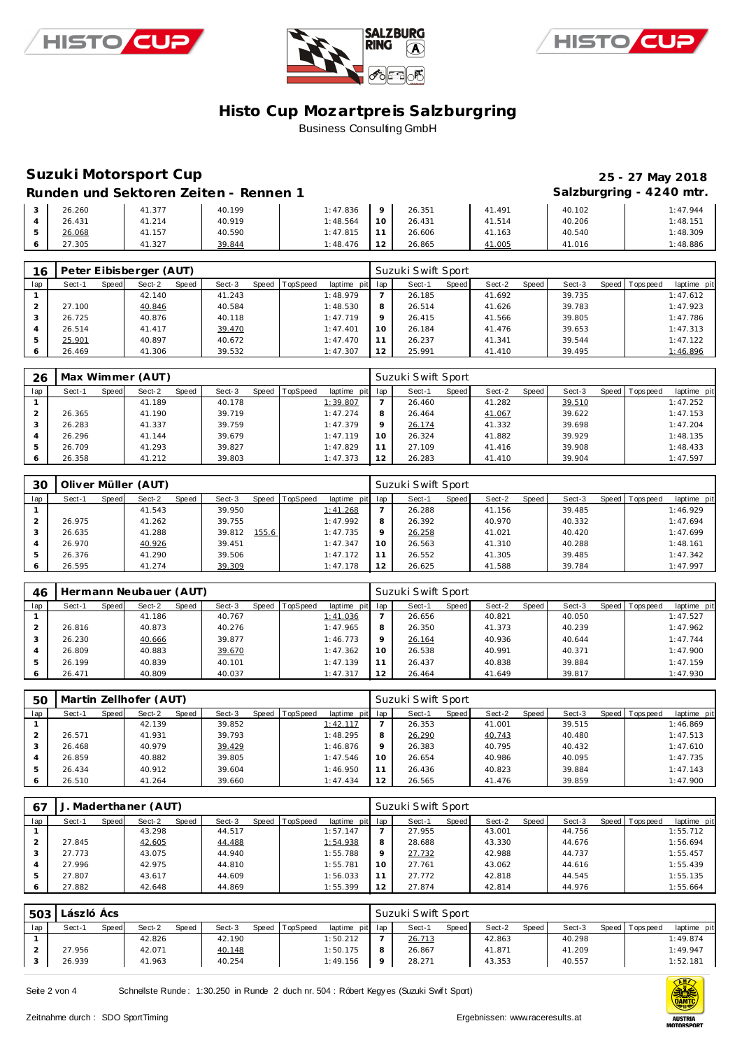# Histo Cup Mozartpreis Salzburgring

Business Consulting GmbH

## Suzuki Motorsport Cup

**25 - 27 May 2018**

### Runden und Sektoren Zeiten - Rennen 1

**Salzburgring - 4240 mtr.**

| lap | Sect-1 | Speed | Sect-2 | Speed | Sect-3 | Speed | TopSpeed | laptime pit | lap | Sect-1 | Speed | Sect-2 | Speed | Sect-3 | Speed | Topspeed | laptime pit |
|---|---|---|---|---|---|---|---|---|---|---|---|---|---|---|---|---|---|
| 3 | 26.260 | | 41.377 | | 40.199 | | | 1:47.836 | 9 | 26.351 | | 41.491 | | 40.102 | | | 1:47.944 |
| 4 | 26.431 | | 41.214 | | 40.919 | | | 1:48.564 | 10 | 26.431 | | 41.514 | | 40.206 | | | 1:48.151 |
| 5 | 26.068 | | 41.157 | | 40.590 | | | 1:47.815 | 11 | 26.606 | | 41.163 | | 40.540 | | | 1:48.309 |
| 6 | 27.305 | | 41.327 | | 39.844 | | | 1:48.476 | 12 | 26.865 | | 41.005 | | 41.016 | | | 1:48.886 |

**16 Peter Eibisberger (AUT)** — Suzuki Swift Sport

| lap | Sect-1 | Speed | Sect-2 | Speed | Sect-3 | Speed | TopSpeed | laptime pit | lap | Sect-1 | Speed | Sect-2 | Speed | Sect-3 | Speed | Topspeed | laptime pit |
|---|---|---|---|---|---|---|---|---|---|---|---|---|---|---|---|---|---|
| 1 | | | 42.140 | | 41.243 | | | 1:48.979 | 7 | 26.185 | | 41.692 | | 39.735 | | | 1:47.612 |
| 2 | 27.100 | | 40.846 | | 40.584 | | | 1:48.530 | 8 | 26.514 | | 41.626 | | 39.783 | | | 1:47.923 |
| 3 | 26.725 | | 40.876 | | 40.118 | | | 1:47.719 | 9 | 26.415 | | 41.566 | | 39.805 | | | 1:47.786 |
| 4 | 26.514 | | 41.417 | | 39.470 | | | 1:47.401 | 10 | 26.184 | | 41.476 | | 39.653 | | | 1:47.313 |
| 5 | 25.901 | | 40.897 | | 40.672 | | | 1:47.470 | 11 | 26.237 | | 41.341 | | 39.544 | | | 1:47.122 |
| 6 | 26.469 | | 41.306 | | 39.532 | | | 1:47.307 | 12 | 25.991 | | 41.410 | | 39.495 | | | 1:46.896 |

**26 Max Wimmer (AUT)** — Suzuki Swift Sport

| lap | Sect-1 | Speed | Sect-2 | Speed | Sect-3 | Speed | TopSpeed | laptime pit | lap | Sect-1 | Speed | Sect-2 | Speed | Sect-3 | Speed | Topspeed | laptime pit |
|---|---|---|---|---|---|---|---|---|---|---|---|---|---|---|---|---|---|
| 1 | | | 41.189 | | 40.178 | | | 1:39.807 | 7 | 26.460 | | 41.282 | | 39.510 | | | 1:47.252 |
| 2 | 26.365 | | 41.190 | | 39.719 | | | 1:47.274 | 8 | 26.464 | | 41.067 | | 39.622 | | | 1:47.153 |
| 3 | 26.283 | | 41.337 | | 39.759 | | | 1:47.379 | 9 | 26.174 | | 41.332 | | 39.698 | | | 1:47.204 |
| 4 | 26.296 | | 41.144 | | 39.679 | | | 1:47.119 | 10 | 26.324 | | 41.882 | | 39.929 | | | 1:48.135 |
| 5 | 26.709 | | 41.293 | | 39.827 | | | 1:47.829 | 11 | 27.109 | | 41.416 | | 39.908 | | | 1:48.433 |
| 6 | 26.358 | | 41.212 | | 39.803 | | | 1:47.373 | 12 | 26.283 | | 41.410 | | 39.904 | | | 1:47.597 |

**30 Oliver Müller (AUT)** — Suzuki Swift Sport

| lap | Sect-1 | Speed | Sect-2 | Speed | Sect-3 | Speed | TopSpeed | laptime pit | lap | Sect-1 | Speed | Sect-2 | Speed | Sect-3 | Speed | Topspeed | laptime pit |
|---|---|---|---|---|---|---|---|---|---|---|---|---|---|---|---|---|---|
| 1 | | | 41.543 | | 39.950 | | | 1:41.268 | 7 | 26.288 | | 41.156 | | 39.485 | | | 1:46.929 |
| 2 | 26.975 | | 41.262 | | 39.755 | | | 1:47.992 | 8 | 26.392 | | 40.970 | | 40.332 | | | 1:47.694 |
| 3 | 26.635 | | 41.288 | | 39.812 | 155.6 | | 1:47.735 | 9 | 26.258 | | 41.021 | | 40.420 | | | 1:47.699 |
| 4 | 26.970 | | 40.926 | | 39.451 | | | 1:47.347 | 10 | 26.563 | | 41.310 | | 40.288 | | | 1:48.161 |
| 5 | 26.376 | | 41.290 | | 39.506 | | | 1:47.172 | 11 | 26.552 | | 41.305 | | 39.485 | | | 1:47.342 |
| 6 | 26.595 | | 41.274 | | 39.309 | | | 1:47.178 | 12 | 26.625 | | 41.588 | | 39.784 | | | 1:47.997 |

**46 Hermann Neubauer (AUT)** — Suzuki Swift Sport

| lap | Sect-1 | Speed | Sect-2 | Speed | Sect-3 | Speed | TopSpeed | laptime pit | lap | Sect-1 | Speed | Sect-2 | Speed | Sect-3 | Speed | Topspeed | laptime pit |
|---|---|---|---|---|---|---|---|---|---|---|---|---|---|---|---|---|---|
| 1 | | | 41.186 | | 40.767 | | | 1:41.036 | 7 | 26.656 | | 40.821 | | 40.050 | | | 1:47.527 |
| 2 | 26.816 | | 40.873 | | 40.276 | | | 1:47.965 | 8 | 26.350 | | 41.373 | | 40.239 | | | 1:47.962 |
| 3 | 26.230 | | 40.666 | | 39.877 | | | 1:46.773 | 9 | 26.164 | | 40.936 | | 40.644 | | | 1:47.744 |
| 4 | 26.809 | | 40.883 | | 39.670 | | | 1:47.362 | 10 | 26.538 | | 40.991 | | 40.371 | | | 1:47.900 |
| 5 | 26.199 | | 40.839 | | 40.101 | | | 1:47.139 | 11 | 26.437 | | 40.838 | | 39.884 | | | 1:47.159 |
| 6 | 26.471 | | 40.809 | | 40.037 | | | 1:47.317 | 12 | 26.464 | | 41.649 | | 39.817 | | | 1:47.930 |

**50 Martin Zellhofer (AUT)** — Suzuki Swift Sport

| lap | Sect-1 | Speed | Sect-2 | Speed | Sect-3 | Speed | TopSpeed | laptime pit | lap | Sect-1 | Speed | Sect-2 | Speed | Sect-3 | Speed | Topspeed | laptime pit |
|---|---|---|---|---|---|---|---|---|---|---|---|---|---|---|---|---|---|
| 1 | | | 42.139 | | 39.852 | | | 1:42.117 | 7 | 26.353 | | 41.001 | | 39.515 | | | 1:46.869 |
| 2 | 26.571 | | 41.931 | | 39.793 | | | 1:48.295 | 8 | 26.290 | | 40.743 | | 40.480 | | | 1:47.513 |
| 3 | 26.468 | | 40.979 | | 39.429 | | | 1:46.876 | 9 | 26.383 | | 40.795 | | 40.432 | | | 1:47.610 |
| 4 | 26.859 | | 40.882 | | 39.805 | | | 1:47.546 | 10 | 26.654 | | 40.986 | | 40.095 | | | 1:47.735 |
| 5 | 26.434 | | 40.912 | | 39.604 | | | 1:46.950 | 11 | 26.436 | | 40.823 | | 39.884 | | | 1:47.143 |
| 6 | 26.510 | | 41.264 | | 39.660 | | | 1:47.434 | 12 | 26.565 | | 41.476 | | 39.859 | | | 1:47.900 |

**67 J. Maderthaner (AUT)** — Suzuki Swift Sport

| lap | Sect-1 | Speed | Sect-2 | Speed | Sect-3 | Speed | TopSpeed | laptime pit | lap | Sect-1 | Speed | Sect-2 | Speed | Sect-3 | Speed | Topspeed | laptime pit |
|---|---|---|---|---|---|---|---|---|---|---|---|---|---|---|---|---|---|
| 1 | | | 43.298 | | 44.517 | | | 1:57.147 | 7 | 27.955 | | 43.001 | | 44.756 | | | 1:55.712 |
| 2 | 27.845 | | 42.605 | | 44.488 | | | 1:54.938 | 8 | 28.688 | | 43.330 | | 44.676 | | | 1:56.694 |
| 3 | 27.773 | | 43.075 | | 44.940 | | | 1:55.788 | 9 | 27.732 | | 42.988 | | 44.737 | | | 1:55.457 |
| 4 | 27.996 | | 42.975 | | 44.810 | | | 1:55.781 | 10 | 27.761 | | 43.062 | | 44.616 | | | 1:55.439 |
| 5 | 27.807 | | 43.617 | | 44.609 | | | 1:56.033 | 11 | 27.772 | | 42.818 | | 44.545 | | | 1:55.135 |
| 6 | 27.882 | | 42.648 | | 44.869 | | | 1:55.399 | 12 | 27.874 | | 42.814 | | 44.976 | | | 1:55.664 |

**503 László Ács** — Suzuki Swift Sport

| lap | Sect-1 | Speed | Sect-2 | Speed | Sect-3 | Speed | TopSpeed | laptime pit | lap | Sect-1 | Speed | Sect-2 | Speed | Sect-3 | Speed | Topspeed | laptime pit |
|---|---|---|---|---|---|---|---|---|---|---|---|---|---|---|---|---|---|
| 1 | | | 42.826 | | 42.190 | | | 1:50.212 | 7 | 26.713 | | 42.863 | | 40.298 | | | 1:49.874 |
| 2 | 27.956 | | 42.071 | | 40.148 | | | 1:50.175 | 8 | 26.867 | | 41.871 | | 41.209 | | | 1:49.947 |
| 3 | 26.939 | | 41.963 | | 40.254 | | | 1:49.156 | 9 | 28.271 | | 43.353 | | 40.557 | | | 1:52.181 |

Schnellste Runde: 1:30.250 in Runde 2 duch nr. 504 : Róbert Kegyes (Suzuki Swift Sport)

Zeitnahme durch : SDO SportTiming

Ergebnissen: www.raceresults.at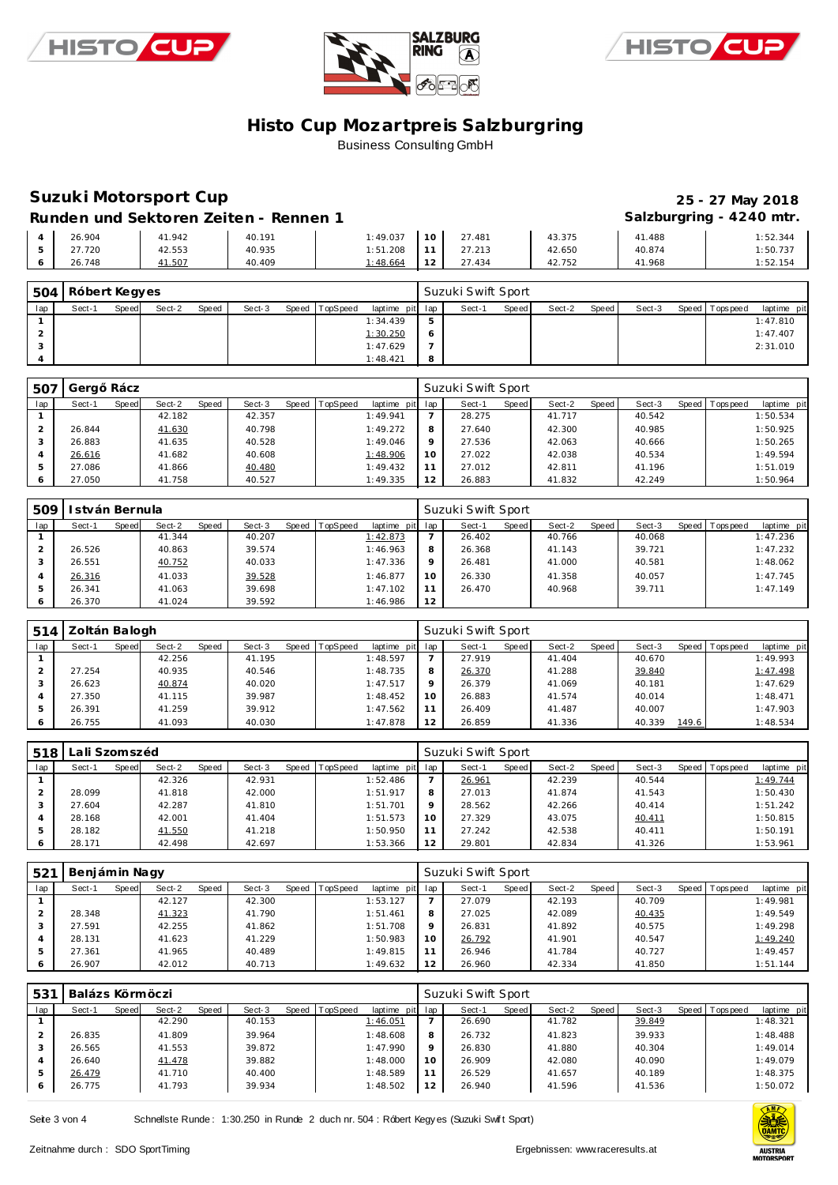# Histo Cup Mozartpreis Salzburgring

Business Consulting GmbH

## Suzuki Motorsport Cup

**25 - 27 May 2018**

### Runden und Sektoren Zeiten - Rennen 1

**Salzburgring - 4240 mtr.**

| lap | Sect-1 | Speed | Sect-2 | Speed | Sect-3 | Speed | TopSpeed | laptime pit | lap | Sect-1 | Speed | Sect-2 | Speed | Sect-3 | Speed | Topspeed | laptime pit |
|---|---|---|---|---|---|---|---|---|---|---|---|---|---|---|---|---|---|
| 4 | 26.904 | | 41.942 | | 40.191 | | | 1:49.037 | 10 | 27.481 | | 43.375 | | 41.488 | | | 1:52.344 |
| 5 | 27.720 | | 42.553 | | 40.935 | | | 1:51.208 | 11 | 27.213 | | 42.650 | | 40.874 | | | 1:50.737 |
| 6 | 26.748 | | 41.507 | | 40.409 | | | 1:48.664 | 12 | 27.434 | | 42.752 | | 41.968 | | | 1:52.154 |

### 504 Róbert Kegyes — Suzuki Swift Sport

| lap | Sect-1 | Speed | Sect-2 | Speed | Sect-3 | Speed | TopSpeed | laptime pit | lap | Sect-1 | Speed | Sect-2 | Speed | Sect-3 | Speed | Topspeed | laptime pit |
|---|---|---|---|---|---|---|---|---|---|---|---|---|---|---|---|---|---|
| 1 | | | | | | | | 1:34.439 | 5 | | | | | | | | 1:47.810 |
| 2 | | | | | | | | 1:30.250 | 6 | | | | | | | | 1:47.407 |
| 3 | | | | | | | | 1:47.629 | 7 | | | | | | | | 2:31.010 |
| 4 | | | | | | | | 1:48.421 | 8 | | | | | | | | |

### 507 Gergő Rácz — Suzuki Swift Sport

| lap | Sect-1 | Speed | Sect-2 | Speed | Sect-3 | Speed | TopSpeed | laptime pit | lap | Sect-1 | Speed | Sect-2 | Speed | Sect-3 | Speed | Topspeed | laptime pit |
|---|---|---|---|---|---|---|---|---|---|---|---|---|---|---|---|---|---|
| 1 | | | 42.182 | | 42.357 | | | 1:49.941 | 7 | 28.275 | | 41.717 | | 40.542 | | | 1:50.534 |
| 2 | 26.844 | | 41.630 | | 40.798 | | | 1:49.272 | 8 | 27.640 | | 42.300 | | 40.985 | | | 1:50.925 |
| 3 | 26.883 | | 41.635 | | 40.528 | | | 1:49.046 | 9 | 27.536 | | 42.063 | | 40.666 | | | 1:50.265 |
| 4 | 26.616 | | 41.682 | | 40.608 | | | 1:48.906 | 10 | 27.022 | | 42.038 | | 40.534 | | | 1:49.594 |
| 5 | 27.086 | | 41.866 | | 40.480 | | | 1:49.432 | 11 | 27.012 | | 42.811 | | 41.196 | | | 1:51.019 |
| 6 | 27.050 | | 41.758 | | 40.527 | | | 1:49.335 | 12 | 26.883 | | 41.832 | | 42.249 | | | 1:50.964 |

### 509 István Bernula — Suzuki Swift Sport

| lap | Sect-1 | Speed | Sect-2 | Speed | Sect-3 | Speed | TopSpeed | laptime pit | lap | Sect-1 | Speed | Sect-2 | Speed | Sect-3 | Speed | Topspeed | laptime pit |
|---|---|---|---|---|---|---|---|---|---|---|---|---|---|---|---|---|---|
| 1 | | | 41.344 | | 40.207 | | | 1:42.873 | 7 | 26.402 | | 40.766 | | 40.068 | | | 1:47.236 |
| 2 | 26.526 | | 40.863 | | 39.574 | | | 1:46.963 | 8 | 26.368 | | 41.143 | | 39.721 | | | 1:47.232 |
| 3 | 26.551 | | 40.752 | | 40.033 | | | 1:47.336 | 9 | 26.481 | | 41.000 | | 40.581 | | | 1:48.062 |
| 4 | 26.316 | | 41.033 | | 39.528 | | | 1:46.877 | 10 | 26.330 | | 41.358 | | 40.057 | | | 1:47.745 |
| 5 | 26.341 | | 41.063 | | 39.698 | | | 1:47.102 | 11 | 26.470 | | 40.968 | | 39.711 | | | 1:47.149 |
| 6 | 26.370 | | 41.024 | | 39.592 | | | 1:46.986 | 12 | | | | | | | | |

### 514 Zoltán Balogh — Suzuki Swift Sport

| lap | Sect-1 | Speed | Sect-2 | Speed | Sect-3 | Speed | TopSpeed | laptime pit | lap | Sect-1 | Speed | Sect-2 | Speed | Sect-3 | Speed | Topspeed | laptime pit |
|---|---|---|---|---|---|---|---|---|---|---|---|---|---|---|---|---|---|
| 1 | | | 42.256 | | 41.195 | | | 1:48.597 | 7 | 27.919 | | 41.404 | | 40.670 | | | 1:49.993 |
| 2 | 27.254 | | 40.935 | | 40.546 | | | 1:48.735 | 8 | 26.370 | | 41.288 | | 39.840 | | | 1:47.498 |
| 3 | 26.623 | | 40.874 | | 40.020 | | | 1:47.517 | 9 | 26.379 | | 41.069 | | 40.181 | | | 1:47.629 |
| 4 | 27.350 | | 41.115 | | 39.987 | | | 1:48.452 | 10 | 26.883 | | 41.574 | | 40.014 | | | 1:48.471 |
| 5 | 26.391 | | 41.259 | | 39.912 | | | 1:47.562 | 11 | 26.409 | | 41.487 | | 40.007 | | | 1:47.903 |
| 6 | 26.755 | | 41.093 | | 40.030 | | | 1:47.878 | 12 | 26.859 | | 41.336 | | 40.339 | 149.6 | | 1:48.534 |

### 518 Lali Szomszéd — Suzuki Swift Sport

| lap | Sect-1 | Speed | Sect-2 | Speed | Sect-3 | Speed | TopSpeed | laptime pit | lap | Sect-1 | Speed | Sect-2 | Speed | Sect-3 | Speed | Topspeed | laptime pit |
|---|---|---|---|---|---|---|---|---|---|---|---|---|---|---|---|---|---|
| 1 | | | 42.326 | | 42.931 | | | 1:52.486 | 7 | 26.961 | | 42.239 | | 40.544 | | | 1:49.744 |
| 2 | 28.099 | | 41.818 | | 42.000 | | | 1:51.917 | 8 | 27.013 | | 41.874 | | 41.543 | | | 1:50.430 |
| 3 | 27.604 | | 42.287 | | 41.810 | | | 1:51.701 | 9 | 28.562 | | 42.266 | | 40.414 | | | 1:51.242 |
| 4 | 28.168 | | 42.001 | | 41.404 | | | 1:51.573 | 10 | 27.329 | | 43.075 | | 40.411 | | | 1:50.815 |
| 5 | 28.182 | | 41.550 | | 41.218 | | | 1:50.950 | 11 | 27.242 | | 42.538 | | 40.411 | | | 1:50.191 |
| 6 | 28.171 | | 42.498 | | 42.697 | | | 1:53.366 | 12 | 29.801 | | 42.834 | | 41.326 | | | 1:53.961 |

### 521 Benjámin Nagy — Suzuki Swift Sport

| lap | Sect-1 | Speed | Sect-2 | Speed | Sect-3 | Speed | TopSpeed | laptime pit | lap | Sect-1 | Speed | Sect-2 | Speed | Sect-3 | Speed | Topspeed | laptime pit |
|---|---|---|---|---|---|---|---|---|---|---|---|---|---|---|---|---|---|
| 1 | | | 42.127 | | 42.300 | | | 1:53.127 | 7 | 27.079 | | 42.193 | | 40.709 | | | 1:49.981 |
| 2 | 28.348 | | 41.323 | | 41.790 | | | 1:51.461 | 8 | 27.025 | | 42.089 | | 40.435 | | | 1:49.549 |
| 3 | 27.591 | | 42.255 | | 41.862 | | | 1:51.708 | 9 | 26.831 | | 41.892 | | 40.575 | | | 1:49.298 |
| 4 | 28.131 | | 41.623 | | 41.229 | | | 1:50.983 | 10 | 26.792 | | 41.901 | | 40.547 | | | 1:49.240 |
| 5 | 27.361 | | 41.965 | | 40.489 | | | 1:49.815 | 11 | 26.946 | | 41.784 | | 40.727 | | | 1:49.457 |
| 6 | 26.907 | | 42.012 | | 40.713 | | | 1:49.632 | 12 | 26.960 | | 42.334 | | 41.850 | | | 1:51.144 |

### 531 Balázs Körmöczi — Suzuki Swift Sport

| lap | Sect-1 | Speed | Sect-2 | Speed | Sect-3 | Speed | TopSpeed | laptime pit | lap | Sect-1 | Speed | Sect-2 | Speed | Sect-3 | Speed | Topspeed | laptime pit |
|---|---|---|---|---|---|---|---|---|---|---|---|---|---|---|---|---|---|
| 1 | | | 42.290 | | 40.153 | | | 1:46.051 | 7 | 26.690 | | 41.782 | | 39.849 | | | 1:48.321 |
| 2 | 26.835 | | 41.809 | | 39.964 | | | 1:48.608 | 8 | 26.732 | | 41.823 | | 39.933 | | | 1:48.488 |
| 3 | 26.565 | | 41.553 | | 39.872 | | | 1:47.990 | 9 | 26.830 | | 41.880 | | 40.304 | | | 1:49.014 |
| 4 | 26.640 | | 41.478 | | 39.882 | | | 1:48.000 | 10 | 26.909 | | 42.080 | | 40.090 | | | 1:49.079 |
| 5 | 26.479 | | 41.710 | | 40.400 | | | 1:48.589 | 11 | 26.529 | | 41.657 | | 40.189 | | | 1:48.375 |
| 6 | 26.775 | | 41.793 | | 39.934 | | | 1:48.502 | 12 | 26.940 | | 41.596 | | 41.536 | | | 1:50.072 |

Schnellste Runde : 1:30.250 in Runde 2 duch nr. 504 : Róbert Kegyes (Suzuki Swift Sport)

Zeitnahme durch : SDO SportTiming

Ergebnissen: www.raceresults.at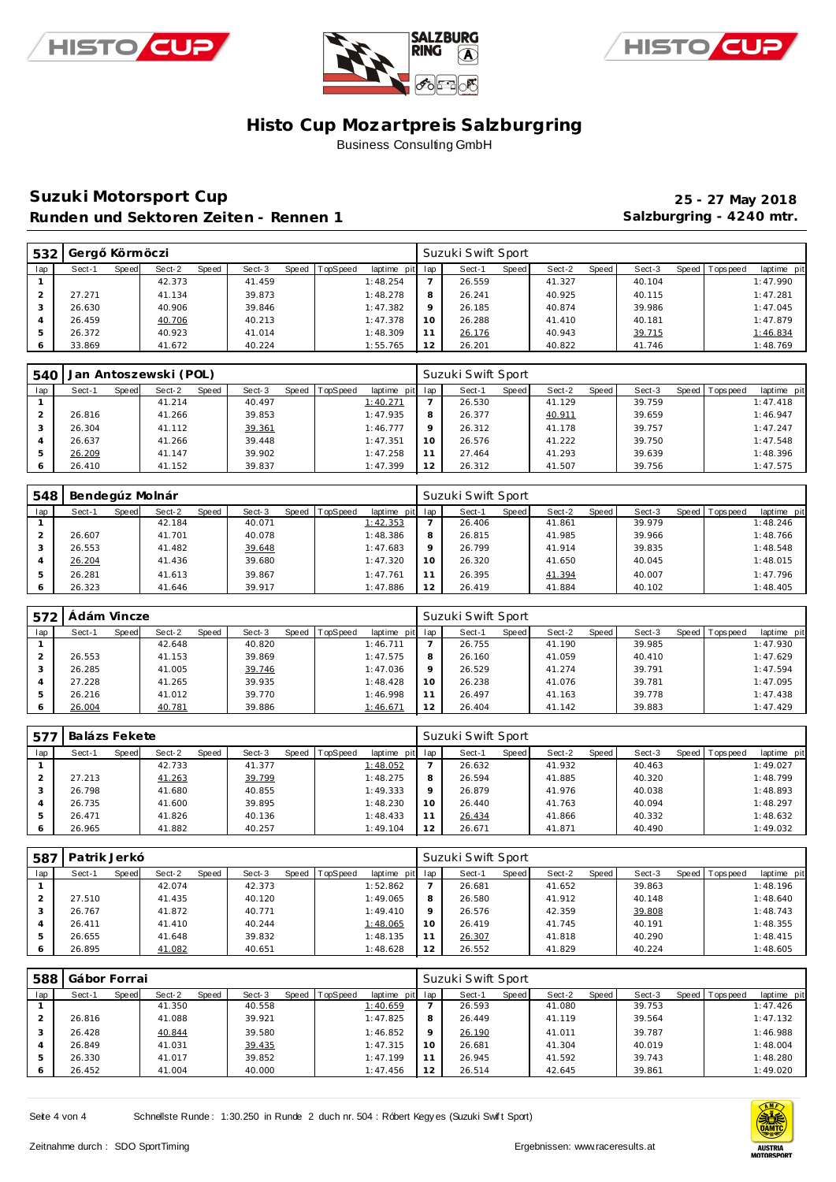# Histo Cup Mozartpreis Salzburgring

Business Consulting GmbH

## Suzuki Motorsport Cup

**25 - 27 May 2018**

**Runden und Sektoren Zeiten - Rennen 1**

**Salzburgring - 4240 mtr.**

| 532 | Gergő Körmöczi | | | | | | | | Suzuki Swift Sport | | | | | | | |
|---|---|---|---|---|---|---|---|---|---|---|---|---|---|---|---|---|
| lap | Sect-1 | Speed | Sect-2 | Speed | Sect-3 | Speed | TopSpeed | laptime pit | lap | Sect-1 | Speed | Sect-2 | Speed | Sect-3 | Speed | Topspeed | laptime pit |
| 1 | | | 42.373 | | 41.459 | | | 1:48.254 | 7 | 26.559 | | 41.327 | | 40.104 | | | 1:47.990 |
| 2 | 27.271 | | 41.134 | | 39.873 | | | 1:48.278 | 8 | 26.241 | | 40.925 | | 40.115 | | | 1:47.281 |
| 3 | 26.630 | | 40.906 | | 39.846 | | | 1:47.382 | 9 | 26.185 | | 40.874 | | 39.986 | | | 1:47.045 |
| 4 | 26.459 | | 40.706 | | 40.213 | | | 1:47.378 | 10 | 26.288 | | 41.410 | | 40.181 | | | 1:47.879 |
| 5 | 26.372 | | 40.923 | | 41.014 | | | 1:48.309 | 11 | 26.176 | | 40.943 | | 39.715 | | | 1:46.834 |
| 6 | 33.869 | | 41.672 | | 40.224 | | | 1:55.765 | 12 | 26.201 | | 40.822 | | 41.746 | | | 1:48.769 |

| 540 | Jan Antoszewski (POL) | | | | | | | | Suzuki Swift Sport | | | | | | | |
|---|---|---|---|---|---|---|---|---|---|---|---|---|---|---|---|---|
| lap | Sect-1 | Speed | Sect-2 | Speed | Sect-3 | Speed | TopSpeed | laptime pit | lap | Sect-1 | Speed | Sect-2 | Speed | Sect-3 | Speed | Topspeed | laptime pit |
| 1 | | | 41.214 | | 40.497 | | | 1:40.271 | 7 | 26.530 | | 41.129 | | 39.759 | | | 1:47.418 |
| 2 | 26.816 | | 41.266 | | 39.853 | | | 1:47.935 | 8 | 26.377 | | 40.911 | | 39.659 | | | 1:46.947 |
| 3 | 26.304 | | 41.112 | | 39.361 | | | 1:46.777 | 9 | 26.312 | | 41.178 | | 39.757 | | | 1:47.247 |
| 4 | 26.637 | | 41.266 | | 39.448 | | | 1:47.351 | 10 | 26.576 | | 41.222 | | 39.750 | | | 1:47.548 |
| 5 | 26.209 | | 41.147 | | 39.902 | | | 1:47.258 | 11 | 27.464 | | 41.293 | | 39.639 | | | 1:48.396 |
| 6 | 26.410 | | 41.152 | | 39.837 | | | 1:47.399 | 12 | 26.312 | | 41.507 | | 39.756 | | | 1:47.575 |

| 548 | Bendegúz Molnár | | | | | | | | Suzuki Swift Sport | | | | | | | |
|---|---|---|---|---|---|---|---|---|---|---|---|---|---|---|---|---|
| lap | Sect-1 | Speed | Sect-2 | Speed | Sect-3 | Speed | TopSpeed | laptime pit | lap | Sect-1 | Speed | Sect-2 | Speed | Sect-3 | Speed | Topspeed | laptime pit |
| 1 | | | 42.184 | | 40.071 | | | 1:42.353 | 7 | 26.406 | | 41.861 | | 39.979 | | | 1:48.246 |
| 2 | 26.607 | | 41.701 | | 40.078 | | | 1:48.386 | 8 | 26.815 | | 41.985 | | 39.966 | | | 1:48.766 |
| 3 | 26.553 | | 41.482 | | 39.648 | | | 1:47.683 | 9 | 26.799 | | 41.914 | | 39.835 | | | 1:48.548 |
| 4 | 26.204 | | 41.436 | | 39.680 | | | 1:47.320 | 10 | 26.320 | | 41.650 | | 40.045 | | | 1:48.015 |
| 5 | 26.281 | | 41.613 | | 39.867 | | | 1:47.761 | 11 | 26.395 | | 41.394 | | 40.007 | | | 1:47.796 |
| 6 | 26.323 | | 41.646 | | 39.917 | | | 1:47.886 | 12 | 26.419 | | 41.884 | | 40.102 | | | 1:48.405 |

| 572 | Ádám Vincze | | | | | | | | Suzuki Swift Sport | | | | | | | |
|---|---|---|---|---|---|---|---|---|---|---|---|---|---|---|---|---|
| lap | Sect-1 | Speed | Sect-2 | Speed | Sect-3 | Speed | TopSpeed | laptime pit | lap | Sect-1 | Speed | Sect-2 | Speed | Sect-3 | Speed | Topspeed | laptime pit |
| 1 | | | 42.648 | | 40.820 | | | 1:46.711 | 7 | 26.755 | | 41.190 | | 39.985 | | | 1:47.930 |
| 2 | 26.553 | | 41.153 | | 39.869 | | | 1:47.575 | 8 | 26.160 | | 41.059 | | 40.410 | | | 1:47.629 |
| 3 | 26.285 | | 41.005 | | 39.746 | | | 1:47.036 | 9 | 26.529 | | 41.274 | | 39.791 | | | 1:47.594 |
| 4 | 27.228 | | 41.265 | | 39.935 | | | 1:48.428 | 10 | 26.238 | | 41.076 | | 39.781 | | | 1:47.095 |
| 5 | 26.216 | | 41.012 | | 39.770 | | | 1:46.998 | 11 | 26.497 | | 41.163 | | 39.778 | | | 1:47.438 |
| 6 | 26.004 | | 40.781 | | 39.886 | | | 1:46.671 | 12 | 26.404 | | 41.142 | | 39.883 | | | 1:47.429 |

| 577 | Balázs Fekete | | | | | | | | Suzuki Swift Sport | | | | | | | |
|---|---|---|---|---|---|---|---|---|---|---|---|---|---|---|---|---|
| lap | Sect-1 | Speed | Sect-2 | Speed | Sect-3 | Speed | TopSpeed | laptime pit | lap | Sect-1 | Speed | Sect-2 | Speed | Sect-3 | Speed | Topspeed | laptime pit |
| 1 | | | 42.733 | | 41.377 | | | 1:48.052 | 7 | 26.632 | | 41.932 | | 40.463 | | | 1:49.027 |
| 2 | 27.213 | | 41.263 | | 39.799 | | | 1:48.275 | 8 | 26.594 | | 41.885 | | 40.320 | | | 1:48.799 |
| 3 | 26.798 | | 41.680 | | 40.855 | | | 1:49.333 | 9 | 26.879 | | 41.976 | | 40.038 | | | 1:48.893 |
| 4 | 26.735 | | 41.600 | | 39.895 | | | 1:48.230 | 10 | 26.440 | | 41.763 | | 40.094 | | | 1:48.297 |
| 5 | 26.471 | | 41.826 | | 40.136 | | | 1:48.433 | 11 | 26.434 | | 41.866 | | 40.332 | | | 1:48.632 |
| 6 | 26.965 | | 41.882 | | 40.257 | | | 1:49.104 | 12 | 26.671 | | 41.871 | | 40.490 | | | 1:49.032 |

| 587 | Patrik Jerkó | | | | | | | | Suzuki Swift Sport | | | | | | | |
|---|---|---|---|---|---|---|---|---|---|---|---|---|---|---|---|---|
| lap | Sect-1 | Speed | Sect-2 | Speed | Sect-3 | Speed | TopSpeed | laptime pit | lap | Sect-1 | Speed | Sect-2 | Speed | Sect-3 | Speed | Topspeed | laptime pit |
| 1 | | | 42.074 | | 42.373 | | | 1:52.862 | 7 | 26.681 | | 41.652 | | 39.863 | | | 1:48.196 |
| 2 | 27.510 | | 41.435 | | 40.120 | | | 1:49.065 | 8 | 26.580 | | 41.912 | | 40.148 | | | 1:48.640 |
| 3 | 26.767 | | 41.872 | | 40.771 | | | 1:49.410 | 9 | 26.576 | | 42.359 | | 39.808 | | | 1:48.743 |
| 4 | 26.411 | | 41.410 | | 40.244 | | | 1:48.065 | 10 | 26.419 | | 41.745 | | 40.191 | | | 1:48.355 |
| 5 | 26.655 | | 41.648 | | 39.832 | | | 1:48.135 | 11 | 26.307 | | 41.818 | | 40.290 | | | 1:48.415 |
| 6 | 26.895 | | 41.082 | | 40.651 | | | 1:48.628 | 12 | 26.552 | | 41.829 | | 40.224 | | | 1:48.605 |

| 588 | Gábor Forrai | | | | | | | | Suzuki Swift Sport | | | | | | | |
|---|---|---|---|---|---|---|---|---|---|---|---|---|---|---|---|---|
| lap | Sect-1 | Speed | Sect-2 | Speed | Sect-3 | Speed | TopSpeed | laptime pit | lap | Sect-1 | Speed | Sect-2 | Speed | Sect-3 | Speed | Topspeed | laptime pit |
| 1 | | | 41.350 | | 40.558 | | | 1:40.659 | 7 | 26.593 | | 41.080 | | 39.753 | | | 1:47.426 |
| 2 | 26.816 | | 41.088 | | 39.921 | | | 1:47.825 | 8 | 26.449 | | 41.119 | | 39.564 | | | 1:47.132 |
| 3 | 26.428 | | 40.844 | | 39.580 | | | 1:46.852 | 9 | 26.190 | | 41.011 | | 39.787 | | | 1:46.988 |
| 4 | 26.849 | | 41.031 | | 39.435 | | | 1:47.315 | 10 | 26.681 | | 41.304 | | 40.019 | | | 1:48.004 |
| 5 | 26.330 | | 41.017 | | 39.852 | | | 1:47.199 | 11 | 26.945 | | 41.592 | | 39.743 | | | 1:48.280 |
| 6 | 26.452 | | 41.004 | | 40.000 | | | 1:47.456 | 12 | 26.514 | | 42.645 | | 39.861 | | | 1:49.020 |

Schnellste Runde : 1:30.250 in Runde 2 duch nr. 504 : Róbert Kegyes (Suzuki Swift Sport)

Zeitnahme durch : SDO SportTiming

Ergebnissen: www.raceresults.at